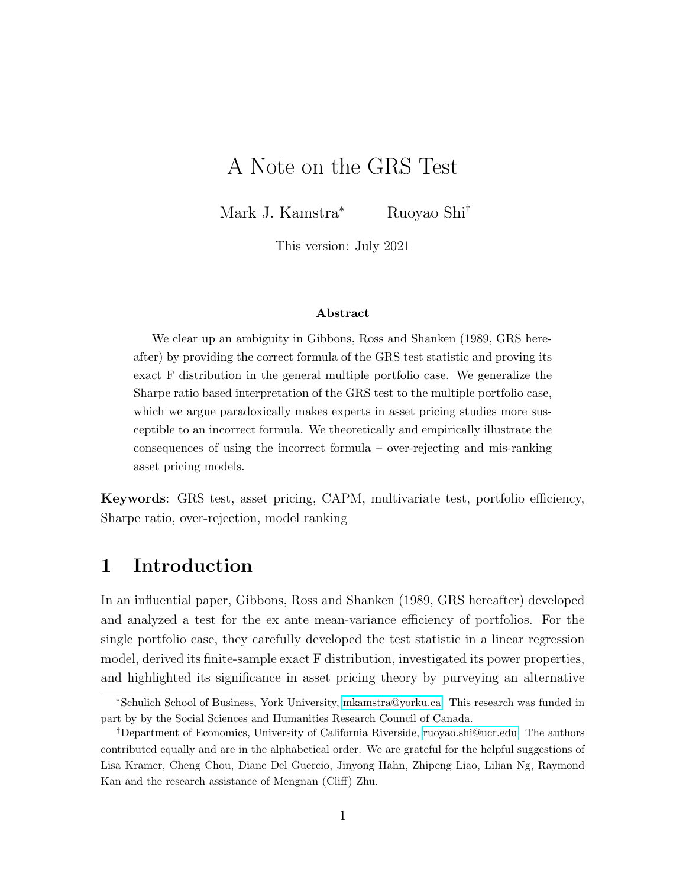# A Note on the GRS Test

Mark J. Kamstra[*] Ruoyao Shi[†]

This version: July 2021

### Abstract

We clear up an ambiguity in Gibbons, Ross and Shanken (1989, GRS hereafter) by providing the correct formula of the GRS test statistic and proving its exact F distribution in the general multiple portfolio case. We generalize the Sharpe ratio based interpretation of the GRS test to the multiple portfolio case, which we argue paradoxically makes experts in asset pricing studies more susceptible to an incorrect formula. We theoretically and empirically illustrate the consequences of using the incorrect formula – over-rejecting and mis-ranking asset pricing models.

**Keywords**: GRS test, asset pricing, CAPM, multivariate test, portfolio efficiency, Sharpe ratio, over-rejection, model ranking

## 1 Introduction

In an influential paper, Gibbons, Ross and Shanken (1989, GRS hereafter) developed and analyzed a test for the ex ante mean-variance efficiency of portfolios. For the single portfolio case, they carefully developed the test statistic in a linear regression model, derived its finite-sample exact F distribution, investigated its power properties, and highlighted its significance in asset pricing theory by purveying an alternative

[*] Schulich School of Business, York University, mkamstra@yorku.ca. This research was funded in part by by the Social Sciences and Humanities Research Council of Canada.

[†] Department of Economics, University of California Riverside, ruoyao.shi@ucr.edu. The authors contributed equally and are in the alphabetical order. We are grateful for the helpful suggestions of Lisa Kramer, Cheng Chou, Diane Del Guercio, Jinyong Hahn, Zhipeng Liao, Lilian Ng, Raymond Kan and the research assistance of Mengnan (Cliff) Zhu.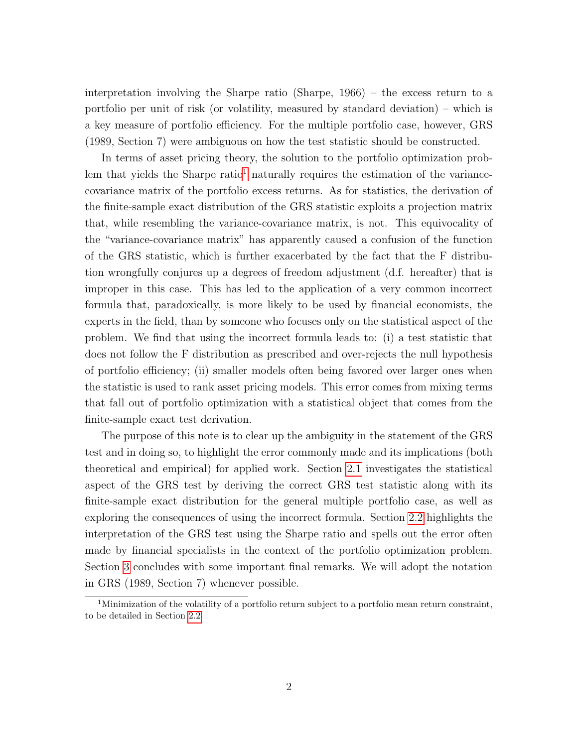interpretation involving the Sharpe ratio (Sharpe, 1966) – the excess return to a portfolio per unit of risk (or volatility, measured by standard deviation) – which is a key measure of portfolio efficiency. For the multiple portfolio case, however, GRS (1989, Section 7) were ambiguous on how the test statistic should be constructed.

In terms of asset pricing theory, the solution to the portfolio optimization problem that yields the Sharpe ratio[1] naturally requires the estimation of the variance-covariance matrix of the portfolio excess returns. As for statistics, the derivation of the finite-sample exact distribution of the GRS statistic exploits a projection matrix that, while resembling the variance-covariance matrix, is not. This equivocality of the "variance-covariance matrix" has apparently caused a confusion of the function of the GRS statistic, which is further exacerbated by the fact that the F distribution wrongfully conjures up a degrees of freedom adjustment (d.f. hereafter) that is improper in this case. This has led to the application of a very common incorrect formula that, paradoxically, is more likely to be used by financial economists, the experts in the field, than by someone who focuses only on the statistical aspect of the problem. We find that using the incorrect formula leads to: (i) a test statistic that does not follow the F distribution as prescribed and over-rejects the null hypothesis of portfolio efficiency; (ii) smaller models often being favored over larger ones when the statistic is used to rank asset pricing models. This error comes from mixing terms that fall out of portfolio optimization with a statistical object that comes from the finite-sample exact test derivation.

The purpose of this note is to clear up the ambiguity in the statement of the GRS test and in doing so, to highlight the error commonly made and its implications (both theoretical and empirical) for applied work. Section 2.1 investigates the statistical aspect of the GRS test by deriving the correct GRS test statistic along with its finite-sample exact distribution for the general multiple portfolio case, as well as exploring the consequences of using the incorrect formula. Section 2.2 highlights the interpretation of the GRS test using the Sharpe ratio and spells out the error often made by financial specialists in the context of the portfolio optimization problem. Section 3 concludes with some important final remarks. We will adopt the notation in GRS (1989, Section 7) whenever possible.

[1] Minimization of the volatility of a portfolio return subject to a portfolio mean return constraint, to be detailed in Section 2.2.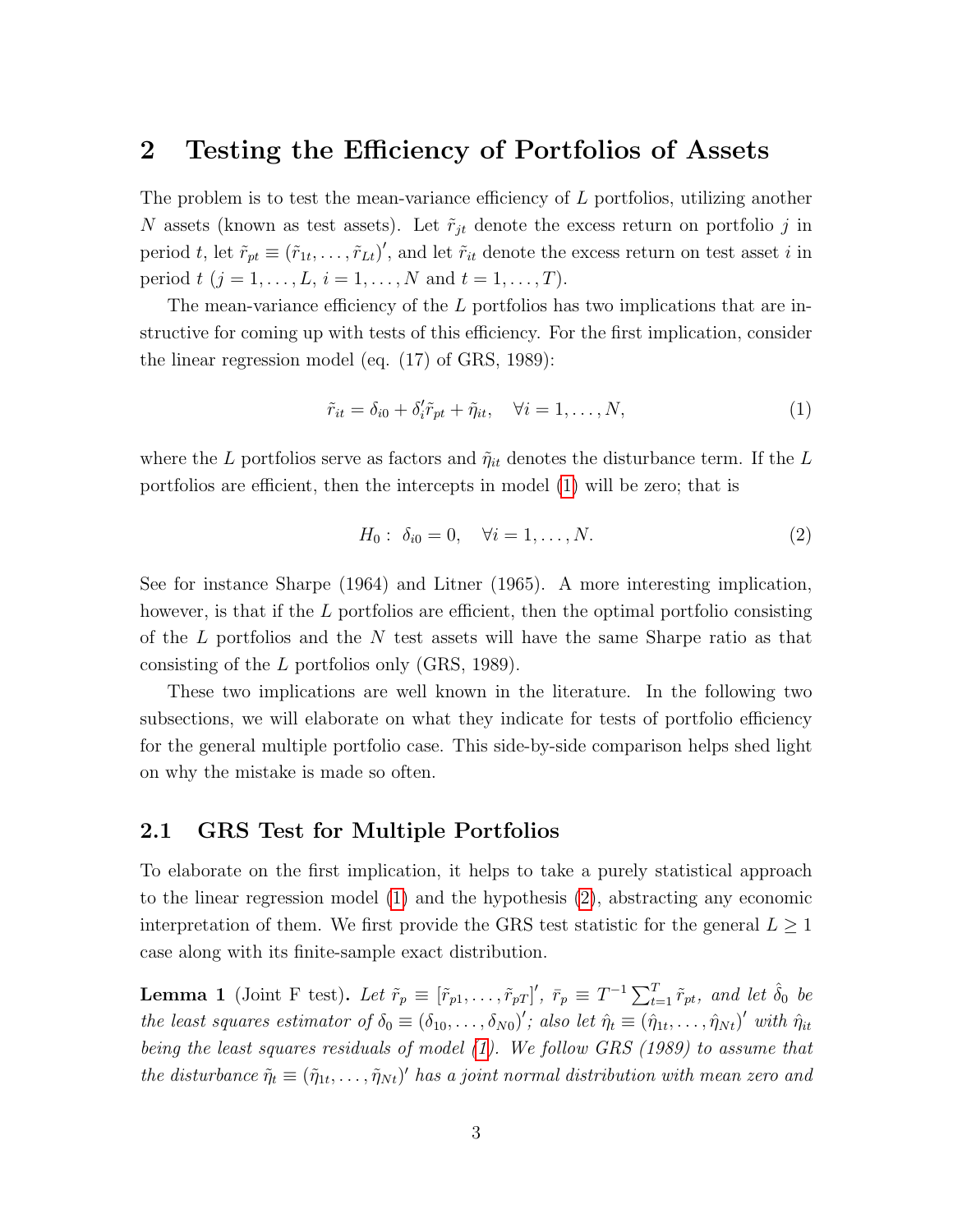## 2 Testing the Efficiency of Portfolios of Assets

The problem is to test the mean-variance efficiency of $L$ portfolios, utilizing another $N$ assets (known as test assets). Let $\tilde{r}_{jt}$ denote the excess return on portfolio $j$ in period $t$, let $\tilde{r}_{pt} \equiv (\tilde{r}_{1t}, \ldots, \tilde{r}_{Lt})'$, and let $\tilde{r}_{it}$ denote the excess return on test asset $i$ in period $t$ ($j = 1, \ldots, L$, $i = 1, \ldots, N$ and $t = 1, \ldots, T$).

The mean-variance efficiency of the $L$ portfolios has two implications that are instructive for coming up with tests of this efficiency. For the first implication, consider the linear regression model (eq. (17) of GRS, 1989):

$$\tilde{r}_{it} = \delta_{i0} + \delta_i' \tilde{r}_{pt} + \tilde{\eta}_{it}, \quad \forall i = 1, \ldots, N, \tag{1}$$

where the $L$ portfolios serve as factors and $\tilde{\eta}_{it}$ denotes the disturbance term. If the $L$ portfolios are efficient, then the intercepts in model (1) will be zero; that is

$$H_0: \ \delta_{i0} = 0, \quad \forall i = 1, \ldots, N. \tag{2}$$

See for instance Sharpe (1964) and Litner (1965). A more interesting implication, however, is that if the $L$ portfolios are efficient, then the optimal portfolio consisting of the $L$ portfolios and the $N$ test assets will have the same Sharpe ratio as that consisting of the $L$ portfolios only (GRS, 1989).

These two implications are well known in the literature. In the following two subsections, we will elaborate on what they indicate for tests of portfolio efficiency for the general multiple portfolio case. This side-by-side comparison helps shed light on why the mistake is made so often.

### 2.1 GRS Test for Multiple Portfolios

To elaborate on the first implication, it helps to take a purely statistical approach to the linear regression model (1) and the hypothesis (2), abstracting any economic interpretation of them. We first provide the GRS test statistic for the general $L \geq 1$ case along with its finite-sample exact distribution.

**Lemma 1** (Joint F test). *Let $\tilde{r}_p \equiv [\tilde{r}_{p1}, \ldots, \tilde{r}_{pT}]'$, $\bar{r}_p \equiv T^{-1} \sum_{t=1}^{T} \tilde{r}_{pt}$, and let $\hat{\delta}_0$ be the least squares estimator of $\delta_0 \equiv (\delta_{10}, \ldots, \delta_{N0})'$; also let $\hat{\eta}_t \equiv (\hat{\eta}_{1t}, \ldots, \hat{\eta}_{Nt})'$ with $\hat{\eta}_{it}$ being the least squares residuals of model (1). We follow GRS (1989) to assume that the disturbance $\tilde{\eta}_t \equiv (\tilde{\eta}_{1t}, \ldots, \tilde{\eta}_{Nt})'$ has a joint normal distribution with mean zero and*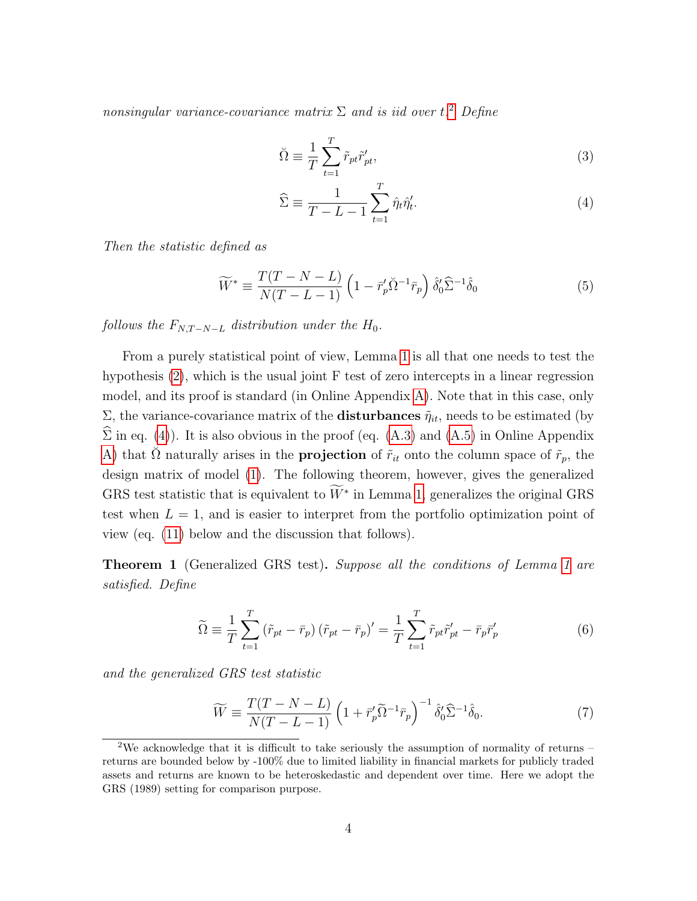*nonsingular variance-covariance matrix* $\Sigma$ *and is iid over* $t$.[2] *Define*

$$\breve{\Omega} \equiv \frac{1}{T}\sum_{t=1}^{T} \tilde{r}_{pt}\tilde{r}_{pt}', \tag{3}$$

$$\widehat{\Sigma} \equiv \frac{1}{T-L-1}\sum_{t=1}^{T} \hat{\eta}_t\hat{\eta}_t'. \tag{4}$$

*Then the statistic defined as*

$$\widetilde{W}^* \equiv \frac{T(T-N-L)}{N(T-L-1)}\left(1-\bar{r}_p'\breve{\Omega}^{-1}\bar{r}_p\right)\hat{\delta}_0'\widehat{\Sigma}^{-1}\hat{\delta}_0 \tag{5}$$

*follows the* $F_{N,T-N-L}$ *distribution under the* $H_0$.

From a purely statistical point of view, Lemma 1 is all that one needs to test the hypothesis (2), which is the usual joint F test of zero intercepts in a linear regression model, and its proof is standard (in Online Appendix A). Note that in this case, only $\Sigma$, the variance-covariance matrix of the **disturbances** $\tilde{\eta}_{it}$, needs to be estimated (by $\widehat{\Sigma}$ in eq. (4)). It is also obvious in the proof (eq. (A.3) and (A.5) in Online Appendix A) that $\breve{\Omega}$ naturally arises in the **projection** of $\tilde{r}_{it}$ onto the column space of $\tilde{r}_p$, the design matrix of model (1). The following theorem, however, gives the generalized GRS test statistic that is equivalent to $\widetilde{W}^*$ in Lemma 1, generalizes the original GRS test when $L=1$, and is easier to interpret from the portfolio optimization point of view (eq. (11) below and the discussion that follows).

**Theorem 1** (Generalized GRS test)**.** *Suppose all the conditions of Lemma 1 are satisfied. Define*

$$\widetilde{\Omega} \equiv \frac{1}{T}\sum_{t=1}^{T}\left(\tilde{r}_{pt}-\bar{r}_p\right)\left(\tilde{r}_{pt}-\bar{r}_p\right)' = \frac{1}{T}\sum_{t=1}^{T}\tilde{r}_{pt}\tilde{r}_{pt}' - \bar{r}_p\bar{r}_p' \tag{6}$$

*and the generalized GRS test statistic*

$$\widetilde{W} \equiv \frac{T(T-N-L)}{N(T-L-1)}\left(1+\bar{r}_p'\widetilde{\Omega}^{-1}\bar{r}_p\right)^{-1}\hat{\delta}_0'\widehat{\Sigma}^{-1}\hat{\delta}_0. \tag{7}$$

[2] We acknowledge that it is difficult to take seriously the assumption of normality of returns – returns are bounded below by -100% due to limited liability in financial markets for publicly traded assets and returns are known to be heteroskedastic and dependent over time. Here we adopt the GRS (1989) setting for comparison purpose.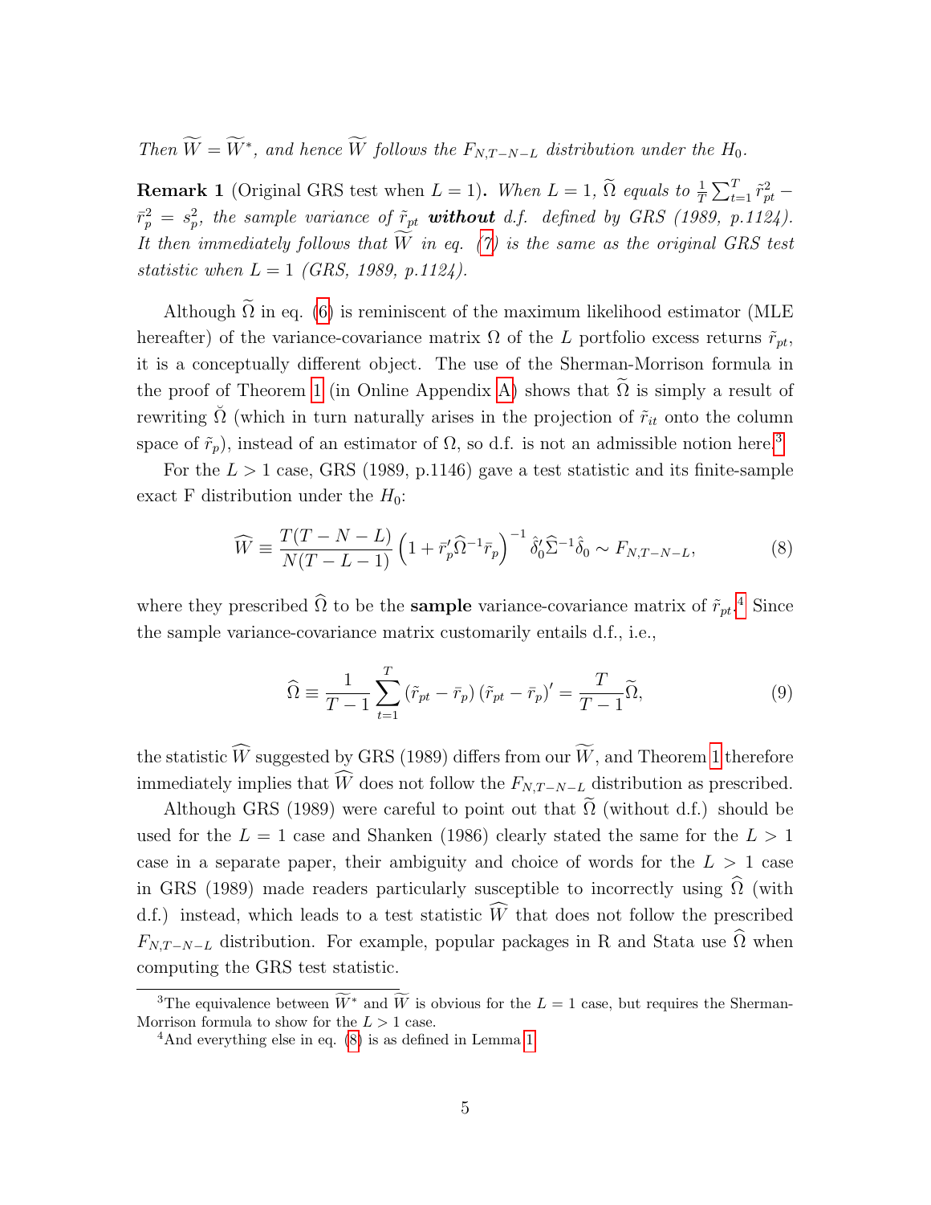*Then $\widetilde{W} = \widetilde{W}^*$, and hence $\widetilde{W}$ follows the $F_{N,T-N-L}$ distribution under the $H_0$.*

**Remark 1** (Original GRS test when $L = 1$)**.** *When $L = 1$, $\widetilde{\Omega}$ equals to $\frac{1}{T}\sum_{t=1}^{T} \tilde{r}_{pt}^2 - \bar{r}_p^2 = s_p^2$, the sample variance of $\tilde{r}_{pt}$* ***without*** *d.f. defined by GRS (1989, p.1124). It then immediately follows that $\widetilde{W}$ in eq. (7) is the same as the original GRS test statistic when $L = 1$ (GRS, 1989, p.1124).*

Although $\widetilde{\Omega}$ in eq. (6) is reminiscent of the maximum likelihood estimator (MLE hereafter) of the variance-covariance matrix $\Omega$ of the $L$ portfolio excess returns $\tilde{r}_{pt}$, it is a conceptually different object. The use of the Sherman-Morrison formula in the proof of Theorem 1 (in Online Appendix A) shows that $\widetilde{\Omega}$ is simply a result of rewriting $\breve{\Omega}$ (which in turn naturally arises in the projection of $\tilde{r}_{it}$ onto the column space of $\tilde{r}_p$), instead of an estimator of $\Omega$, so d.f. is not an admissible notion here.[3]

For the $L > 1$ case, GRS (1989, p.1146) gave a test statistic and its finite-sample exact F distribution under the $H_0$:

$$\widehat{W} \equiv \frac{T(T-N-L)}{N(T-L-1)} \left(1 + \bar{r}_p' \widehat{\Omega}^{-1} \bar{r}_p\right)^{-1} \hat{\delta}_0' \widehat{\Sigma}^{-1} \hat{\delta}_0 \sim F_{N,T-N-L}, \tag{8}$$

where they prescribed $\widehat{\Omega}$ to be the **sample** variance-covariance matrix of $\tilde{r}_{pt}$.[4] Since the sample variance-covariance matrix customarily entails d.f., i.e.,

$$\widehat{\Omega} \equiv \frac{1}{T-1} \sum_{t=1}^{T} \left(\tilde{r}_{pt} - \bar{r}_p\right)\left(\tilde{r}_{pt} - \bar{r}_p\right)' = \frac{T}{T-1} \widetilde{\Omega}, \tag{9}$$

the statistic $\widehat{W}$ suggested by GRS (1989) differs from our $\widetilde{W}$, and Theorem 1 therefore immediately implies that $\widehat{W}$ does not follow the $F_{N,T-N-L}$ distribution as prescribed.

Although GRS (1989) were careful to point out that $\widetilde{\Omega}$ (without d.f.) should be used for the $L = 1$ case and Shanken (1986) clearly stated the same for the $L > 1$ case in a separate paper, their ambiguity and choice of words for the $L > 1$ case in GRS (1989) made readers particularly susceptible to incorrectly using $\widehat{\Omega}$ (with d.f.) instead, which leads to a test statistic $\widehat{W}$ that does not follow the prescribed $F_{N,T-N-L}$ distribution. For example, popular packages in R and Stata use $\widehat{\Omega}$ when computing the GRS test statistic.

---

[3] The equivalence between $\widetilde{W}^*$ and $\widetilde{W}$ is obvious for the $L = 1$ case, but requires the Sherman-Morrison formula to show for the $L > 1$ case.

[4] And everything else in eq. (8) is as defined in Lemma 1.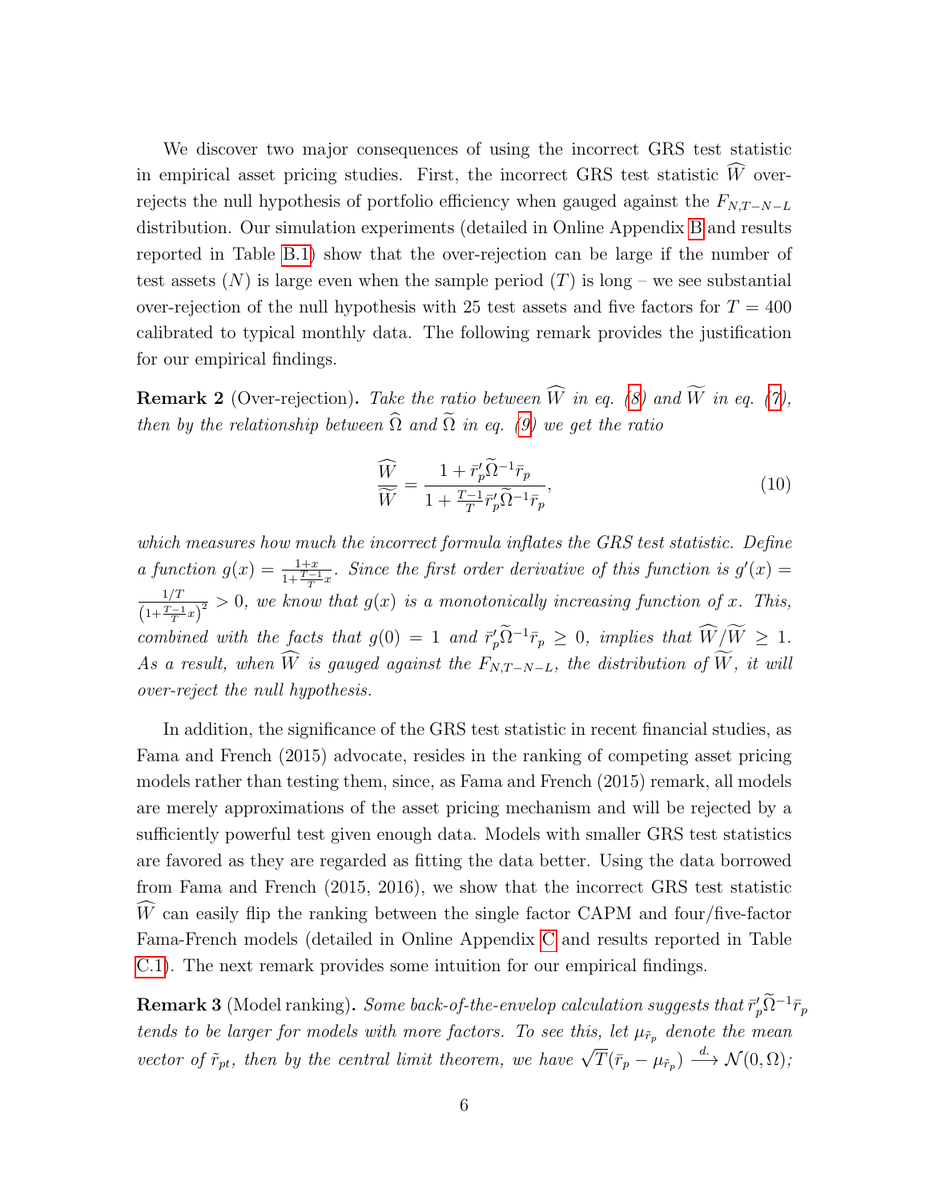We discover two major consequences of using the incorrect GRS test statistic in empirical asset pricing studies. First, the incorrect GRS test statistic $\widehat{W}$ over-rejects the null hypothesis of portfolio efficiency when gauged against the $F_{N,T-N-L}$ distribution. Our simulation experiments (detailed in Online Appendix B and results reported in Table B.1) show that the over-rejection can be large if the number of test assets ($N$) is large even when the sample period ($T$) is long – we see substantial over-rejection of the null hypothesis with 25 test assets and five factors for $T = 400$ calibrated to typical monthly data. The following remark provides the justification for our empirical findings.

**Remark 2** (Over-rejection). *Take the ratio between $\widehat{W}$ in eq. (8) and $\widetilde{W}$ in eq. (7), then by the relationship between $\widehat{\Omega}$ and $\widetilde{\Omega}$ in eq. (9) we get the ratio*

$$\frac{\widehat{W}}{\widetilde{W}} = \frac{1 + \bar{r}_p' \widetilde{\Omega}^{-1} \bar{r}_p}{1 + \frac{T-1}{T} \bar{r}_p' \widetilde{\Omega}^{-1} \bar{r}_p}, \tag{10}$$

*which measures how much the incorrect formula inflates the GRS test statistic. Define a function $g(x) = \frac{1+x}{1+\frac{T-1}{T}x}$. Since the first order derivative of this function is $g'(x) = \frac{1/T}{\left(1+\frac{T-1}{T}x\right)^2} > 0$, we know that $g(x)$ is a monotonically increasing function of $x$. This, combined with the facts that $g(0) = 1$ and $\bar{r}_p' \widetilde{\Omega}^{-1} \bar{r}_p \geq 0$, implies that $\widehat{W}/\widetilde{W} \geq 1$. As a result, when $\widehat{W}$ is gauged against the $F_{N,T-N-L}$, the distribution of $\widetilde{W}$, it will over-reject the null hypothesis.*

In addition, the significance of the GRS test statistic in recent financial studies, as Fama and French (2015) advocate, resides in the ranking of competing asset pricing models rather than testing them, since, as Fama and French (2015) remark, all models are merely approximations of the asset pricing mechanism and will be rejected by a sufficiently powerful test given enough data. Models with smaller GRS test statistics are favored as they are regarded as fitting the data better. Using the data borrowed from Fama and French (2015, 2016), we show that the incorrect GRS test statistic $\widehat{W}$ can easily flip the ranking between the single factor CAPM and four/five-factor Fama-French models (detailed in Online Appendix C and results reported in Table C.1). The next remark provides some intuition for our empirical findings.

**Remark 3** (Model ranking). *Some back-of-the-envelop calculation suggests that $\bar{r}_p' \widetilde{\Omega}^{-1} \bar{r}_p$ tends to be larger for models with more factors. To see this, let $\mu_{\tilde{r}_p}$ denote the mean vector of $\tilde{r}_{pt}$, then by the central limit theorem, we have $\sqrt{T}(\bar{r}_p - \mu_{\tilde{r}_p}) \xrightarrow{d.} \mathcal{N}(0, \Omega)$;*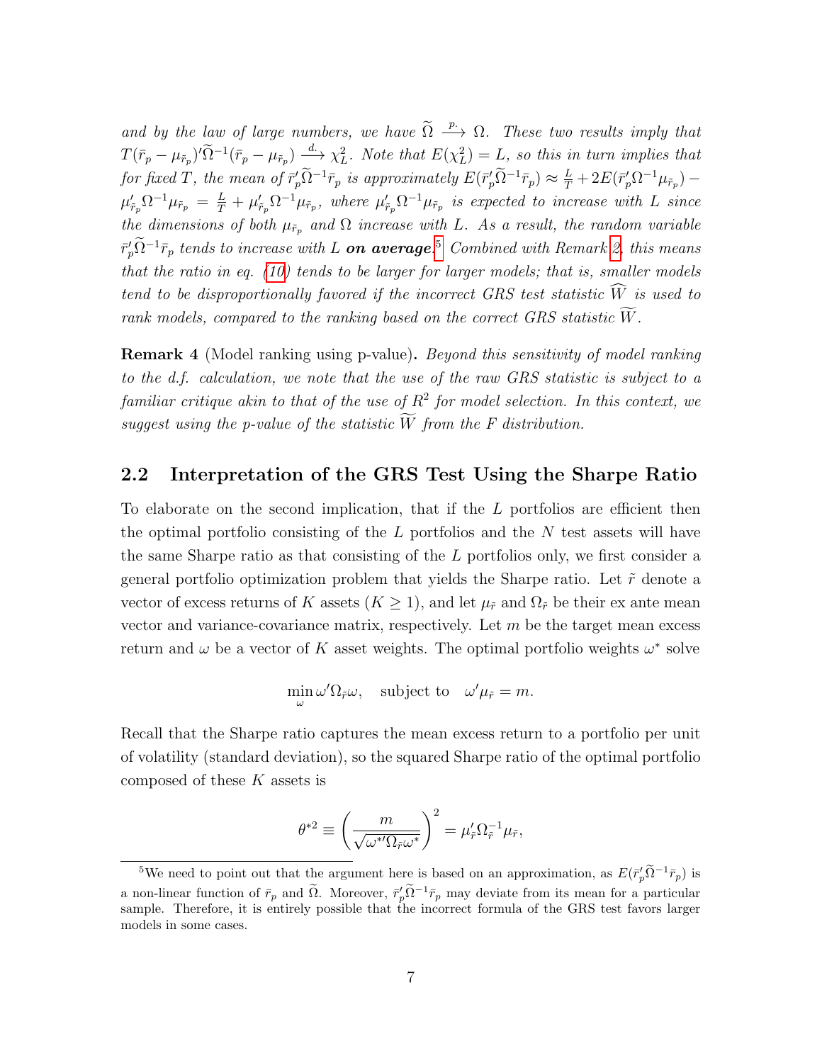*and by the law of large numbers, we have $\widetilde{\Omega} \xrightarrow{p.} \Omega$. These two results imply that $T(\bar{r}_p - \mu_{\tilde{r}_p})'\widetilde{\Omega}^{-1}(\bar{r}_p - \mu_{\tilde{r}_p}) \xrightarrow{d.} \chi^2_L$. Note that $E(\chi^2_L) = L$, so this in turn implies that for fixed $T$, the mean of $\bar{r}_p'\widetilde{\Omega}^{-1}\bar{r}_p$ is approximately $E(\bar{r}_p'\widetilde{\Omega}^{-1}\bar{r}_p) \approx \frac{L}{T} + 2E(\bar{r}_p'\Omega^{-1}\mu_{\tilde{r}_p}) - \mu_{\tilde{r}_p}'\Omega^{-1}\mu_{\tilde{r}_p} = \frac{L}{T} + \mu_{\tilde{r}_p}'\Omega^{-1}\mu_{\tilde{r}_p}$, where $\mu_{\tilde{r}_p}'\Omega^{-1}\mu_{\tilde{r}_p}$ is expected to increase with $L$ since the dimensions of both $\mu_{\tilde{r}_p}$ and $\Omega$ increase with $L$. As a result, the random variable $\bar{r}_p'\widetilde{\Omega}^{-1}\bar{r}_p$ tends to increase with $L$ **on average**.[5] Combined with Remark 2, this means that the ratio in eq. (10) tends to be larger for larger models; that is, smaller models tend to be disproportionally favored if the incorrect GRS test statistic $\widehat{W}$ is used to rank models, compared to the ranking based on the correct GRS statistic $\widetilde{W}$.*

**Remark 4** (Model ranking using p-value)**.** *Beyond this sensitivity of model ranking to the d.f. calculation, we note that the use of the raw GRS statistic is subject to a familiar critique akin to that of the use of $R^2$ for model selection. In this context, we suggest using the p-value of the statistic $\widetilde{W}$ from the F distribution.*

## 2.2 Interpretation of the GRS Test Using the Sharpe Ratio

To elaborate on the second implication, that if the $L$ portfolios are efficient then the optimal portfolio consisting of the $L$ portfolios and the $N$ test assets will have the same Sharpe ratio as that consisting of the $L$ portfolios only, we first consider a general portfolio optimization problem that yields the Sharpe ratio. Let $\tilde{r}$ denote a vector of excess returns of $K$ assets ($K \geq 1$), and let $\mu_{\tilde{r}}$ and $\Omega_{\tilde{r}}$ be their ex ante mean vector and variance-covariance matrix, respectively. Let $m$ be the target mean excess return and $\omega$ be a vector of $K$ asset weights. The optimal portfolio weights $\omega^*$ solve

$$\min_{\omega} \omega'\Omega_{\tilde{r}}\omega, \quad \text{subject to} \quad \omega'\mu_{\tilde{r}} = m.$$

Recall that the Sharpe ratio captures the mean excess return to a portfolio per unit of volatility (standard deviation), so the squared Sharpe ratio of the optimal portfolio composed of these $K$ assets is

$$\theta^{*2} \equiv \left(\frac{m}{\sqrt{\omega^{*\prime}\Omega_{\tilde{r}}\omega^*}}\right)^2 = \mu_{\tilde{r}}'\Omega_{\tilde{r}}^{-1}\mu_{\tilde{r}},$$

[5] We need to point out that the argument here is based on an approximation, as $E(\bar{r}_p'\widetilde{\Omega}^{-1}\bar{r}_p)$ is a non-linear function of $\bar{r}_p$ and $\widetilde{\Omega}$. Moreover, $\bar{r}_p'\widetilde{\Omega}^{-1}\bar{r}_p$ may deviate from its mean for a particular sample. Therefore, it is entirely possible that the incorrect formula of the GRS test favors larger models in some cases.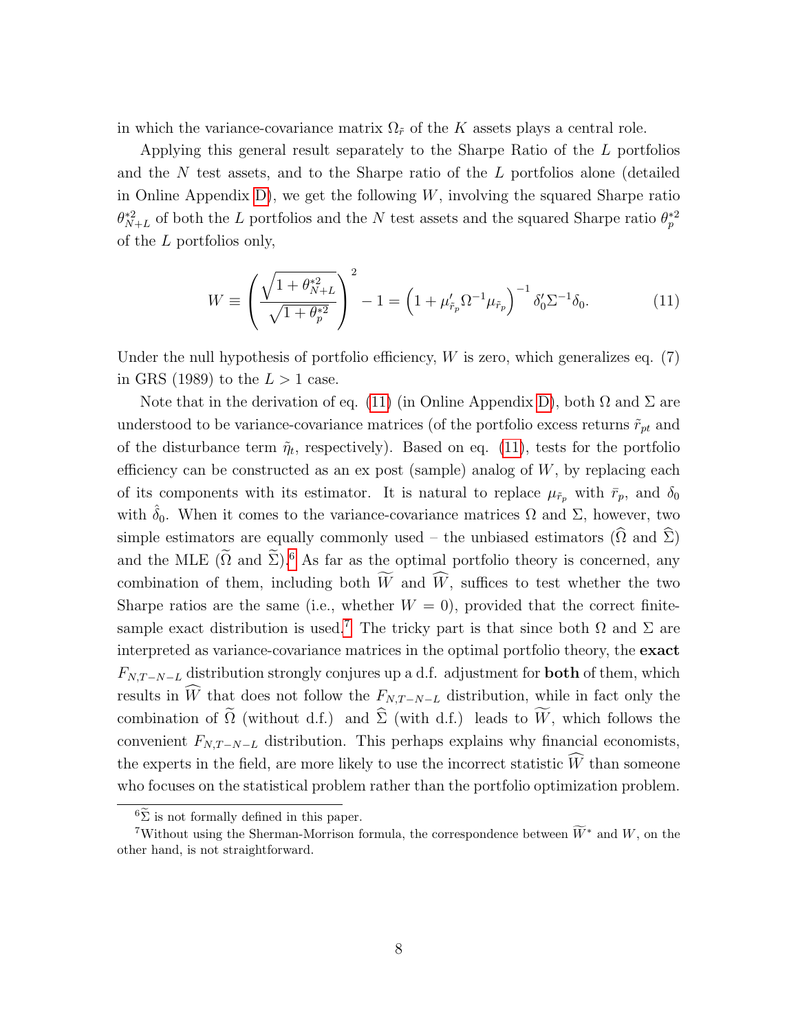in which the variance-covariance matrix $\Omega_{\tilde{r}}$ of the $K$ assets plays a central role.

Applying this general result separately to the Sharpe Ratio of the $L$ portfolios and the $N$ test assets, and to the Sharpe ratio of the $L$ portfolios alone (detailed in Online Appendix D), we get the following $W$, involving the squared Sharpe ratio $\theta^{*2}_{N+L}$ of both the $L$ portfolios and the $N$ test assets and the squared Sharpe ratio $\theta^{*2}_{p}$ of the $L$ portfolios only,

$$W \equiv \left( \frac{\sqrt{1+\theta^{*2}_{N+L}}}{\sqrt{1+\theta^{*2}_{p}}} \right)^2 - 1 = \left(1 + \mu'_{\tilde{r}_p} \Omega^{-1} \mu_{\tilde{r}_p}\right)^{-1} \delta_0' \Sigma^{-1} \delta_0. \tag{11}$$

Under the null hypothesis of portfolio efficiency, $W$ is zero, which generalizes eq. (7) in GRS (1989) to the $L > 1$ case.

Note that in the derivation of eq. (11) (in Online Appendix D), both $\Omega$ and $\Sigma$ are understood to be variance-covariance matrices (of the portfolio excess returns $\tilde{r}_{pt}$ and of the disturbance term $\tilde{\eta}_t$, respectively). Based on eq. (11), tests for the portfolio efficiency can be constructed as an ex post (sample) analog of $W$, by replacing each of its components with its estimator. It is natural to replace $\mu_{\tilde{r}_p}$ with $\bar{r}_p$, and $\delta_0$ with $\hat{\delta}_0$. When it comes to the variance-covariance matrices $\Omega$ and $\Sigma$, however, two simple estimators are equally commonly used – the unbiased estimators ($\widehat{\Omega}$ and $\widehat{\Sigma}$) and the MLE ($\widetilde{\Omega}$ and $\widetilde{\Sigma}$).[6] As far as the optimal portfolio theory is concerned, any combination of them, including both $\widetilde{W}$ and $\widehat{W}$, suffices to test whether the two Sharpe ratios are the same (i.e., whether $W = 0$), provided that the correct finite-sample exact distribution is used.[7] The tricky part is that since both $\Omega$ and $\Sigma$ are interpreted as variance-covariance matrices in the optimal portfolio theory, the **exact** $F_{N,T-N-L}$ distribution strongly conjures up a d.f. adjustment for **both** of them, which results in $\widehat{W}$ that does not follow the $F_{N,T-N-L}$ distribution, while in fact only the combination of $\widetilde{\Omega}$ (without d.f.) and $\widehat{\Sigma}$ (with d.f.) leads to $\widetilde{W}$, which follows the convenient $F_{N,T-N-L}$ distribution. This perhaps explains why financial economists, the experts in the field, are more likely to use the incorrect statistic $\widehat{W}$ than someone who focuses on the statistical problem rather than the portfolio optimization problem.

[6] $\widetilde{\Sigma}$ is not formally defined in this paper.

[7] Without using the Sherman-Morrison formula, the correspondence between $\widetilde{W}^*$ and $W$, on the other hand, is not straightforward.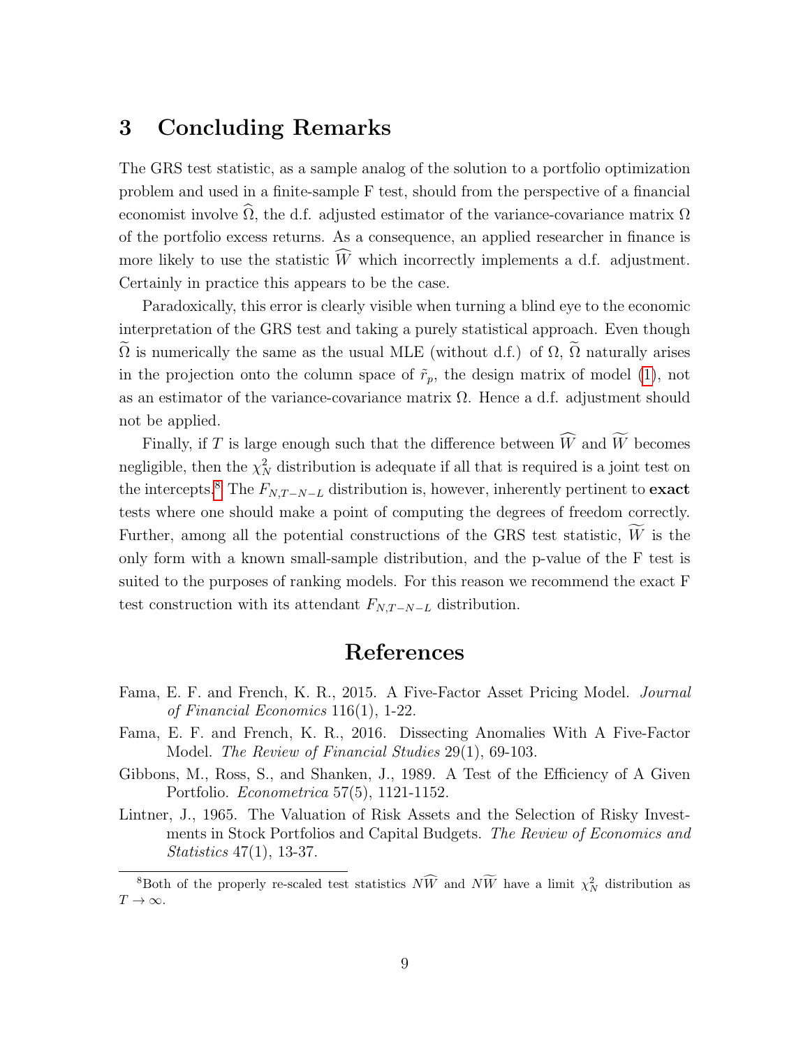## 3 Concluding Remarks

The GRS test statistic, as a sample analog of the solution to a portfolio optimization problem and used in a finite-sample F test, should from the perspective of a financial economist involve $\widehat{\Omega}$, the d.f. adjusted estimator of the variance-covariance matrix $\Omega$ of the portfolio excess returns. As a consequence, an applied researcher in finance is more likely to use the statistic $\widehat{W}$ which incorrectly implements a d.f. adjustment. Certainly in practice this appears to be the case.

Paradoxically, this error is clearly visible when turning a blind eye to the economic interpretation of the GRS test and taking a purely statistical approach. Even though $\widetilde{\Omega}$ is numerically the same as the usual MLE (without d.f.) of $\Omega$, $\widetilde{\Omega}$ naturally arises in the projection onto the column space of $\tilde{r}_p$, the design matrix of model (1), not as an estimator of the variance-covariance matrix $\Omega$. Hence a d.f. adjustment should not be applied.

Finally, if $T$ is large enough such that the difference between $\widehat{W}$ and $\widetilde{W}$ becomes negligible, then the $\chi^2_N$ distribution is adequate if all that is required is a joint test on the intercepts.[8] The $F_{N,T-N-L}$ distribution is, however, inherently pertinent to **exact** tests where one should make a point of computing the degrees of freedom correctly. Further, among all the potential constructions of the GRS test statistic, $\widetilde{W}$ is the only form with a known small-sample distribution, and the p-value of the F test is suited to the purposes of ranking models. For this reason we recommend the exact F test construction with its attendant $F_{N,T-N-L}$ distribution.

# References

Fama, E. F. and French, K. R., 2015. A Five-Factor Asset Pricing Model. *Journal of Financial Economics* 116(1), 1-22.

Fama, E. F. and French, K. R., 2016. Dissecting Anomalies With A Five-Factor Model. *The Review of Financial Studies* 29(1), 69-103.

Gibbons, M., Ross, S., and Shanken, J., 1989. A Test of the Efficiency of A Given Portfolio. *Econometrica* 57(5), 1121-1152.

Lintner, J., 1965. The Valuation of Risk Assets and the Selection of Risky Investments in Stock Portfolios and Capital Budgets. *The Review of Economics and Statistics* 47(1), 13-37.

[8] Both of the properly re-scaled test statistics $N\widehat{W}$ and $N\widetilde{W}$ have a limit $\chi^2_N$ distribution as $T \to \infty$.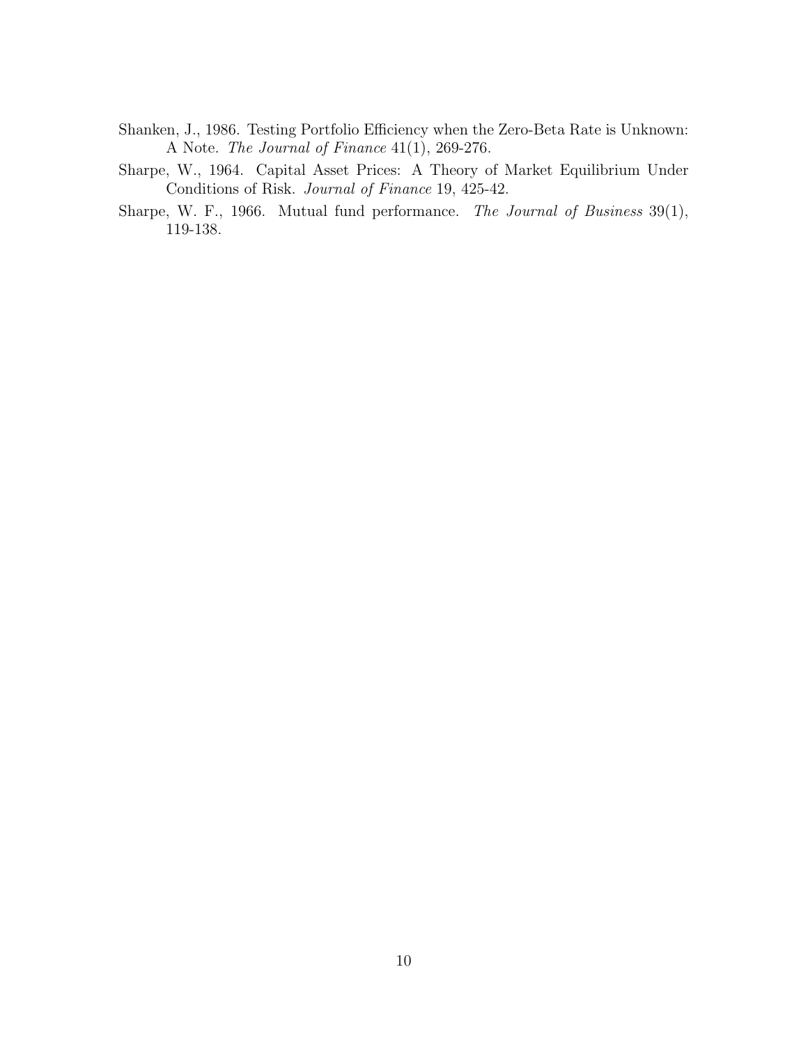Shanken, J., 1986. Testing Portfolio Efficiency when the Zero-Beta Rate is Unknown: A Note. *The Journal of Finance* 41(1), 269-276.

Sharpe, W., 1964. Capital Asset Prices: A Theory of Market Equilibrium Under Conditions of Risk. *Journal of Finance* 19, 425-42.

Sharpe, W. F., 1966. Mutual fund performance. *The Journal of Business* 39(1), 119-138.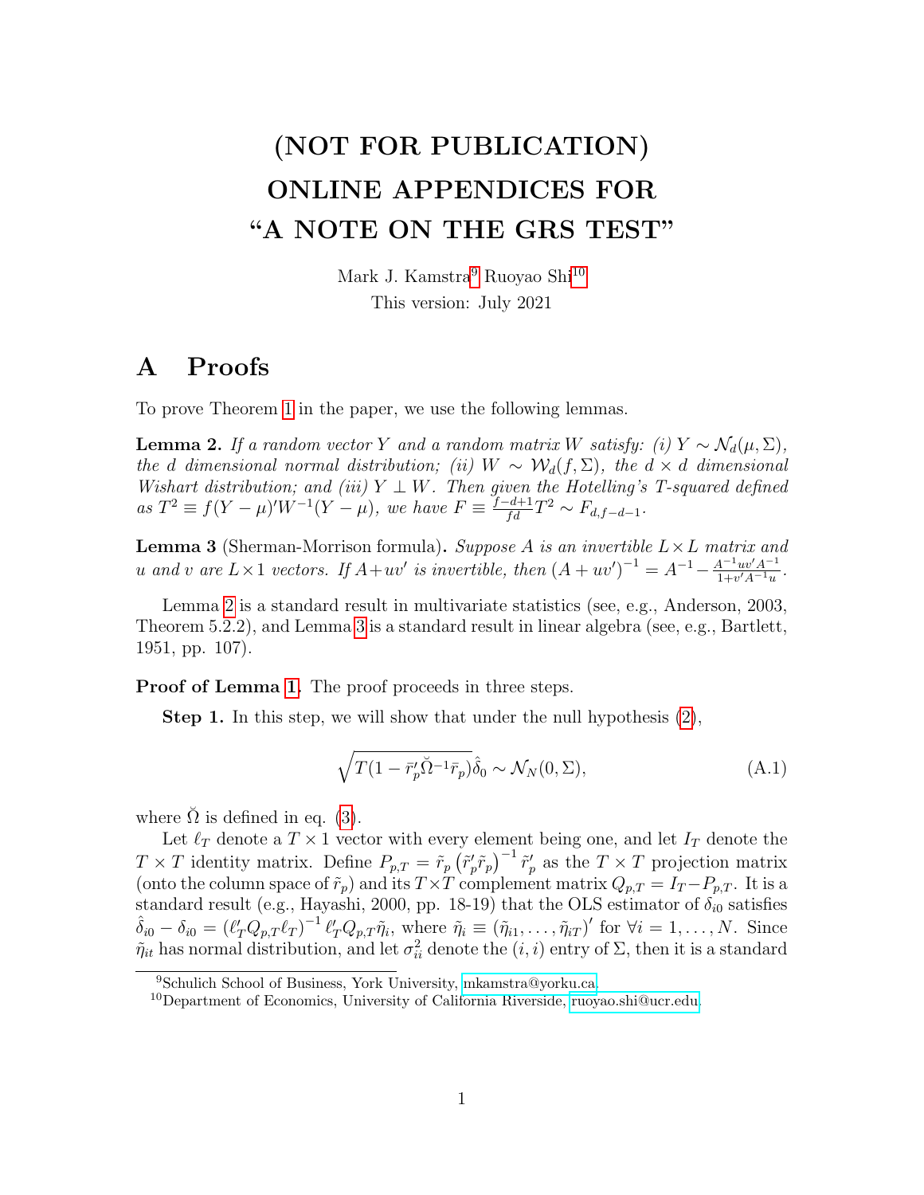# (NOT FOR PUBLICATION) ONLINE APPENDICES FOR "A NOTE ON THE GRS TEST"

Mark J. Kamstra[9] Ruoyao Shi[10]

This version: July 2021

## A Proofs

To prove Theorem 1 in the paper, we use the following lemmas.

**Lemma 2.** *If a random vector $Y$ and a random matrix $W$ satisfy: (i) $Y \sim \mathcal{N}_d(\mu, \Sigma)$, the $d$ dimensional normal distribution; (ii) $W \sim \mathcal{W}_d(f, \Sigma)$, the $d \times d$ dimensional Wishart distribution; and (iii) $Y \perp W$. Then given the Hotelling's T-squared defined as $T^2 \equiv f(Y-\mu)'W^{-1}(Y-\mu)$, we have $F \equiv \frac{f-d+1}{fd}T^2 \sim F_{d,f-d-1}$.*

**Lemma 3** (Sherman-Morrison formula)**.** *Suppose $A$ is an invertible $L \times L$ matrix and $u$ and $v$ are $L \times 1$ vectors. If $A + uv'$ is invertible, then $(A+uv')^{-1} = A^{-1} - \frac{A^{-1}uv'A^{-1}}{1+v'A^{-1}u}$.*

Lemma 2 is a standard result in multivariate statistics (see, e.g., Anderson, 2003, Theorem 5.2.2), and Lemma 3 is a standard result in linear algebra (see, e.g., Bartlett, 1951, pp. 107).

**Proof of Lemma 1.** The proof proceeds in three steps.

**Step 1.** In this step, we will show that under the null hypothesis (2),

$$\sqrt{T(1-\bar{r}_p'\breve{\Omega}^{-1}\bar{r}_p)}\hat{\delta}_0 \sim \mathcal{N}_N(0, \Sigma), \tag{A.1}$$

where $\breve{\Omega}$ is defined in eq. (3).

Let $\ell_T$ denote a $T \times 1$ vector with every element being one, and let $I_T$ denote the $T \times T$ identity matrix. Define $P_{p,T} = \tilde{r}_p\left(\tilde{r}_p'\tilde{r}_p\right)^{-1}\tilde{r}_p'$ as the $T \times T$ projection matrix (onto the column space of $\tilde{r}_p$) and its $T \times T$ complement matrix $Q_{p,T} = I_T - P_{p,T}$. It is a standard result (e.g., Hayashi, 2000, pp. 18-19) that the OLS estimator of $\delta_{i0}$ satisfies $\hat{\delta}_{i0} - \delta_{i0} = \left(\ell_T'Q_{p,T}\ell_T\right)^{-1}\ell_T'Q_{p,T}\tilde{\eta}_i$, where $\tilde{\eta}_i \equiv (\tilde{\eta}_{i1}, \ldots, \tilde{\eta}_{iT})'$ for $\forall i = 1, \ldots, N$. Since $\tilde{\eta}_{it}$ has normal distribution, and let $\sigma_{ii}^2$ denote the $(i,i)$ entry of $\Sigma$, then it is a standard

[9] Schulich School of Business, York University, mkamstra@yorku.ca.

[10] Department of Economics, University of California Riverside, ruoyao.shi@ucr.edu.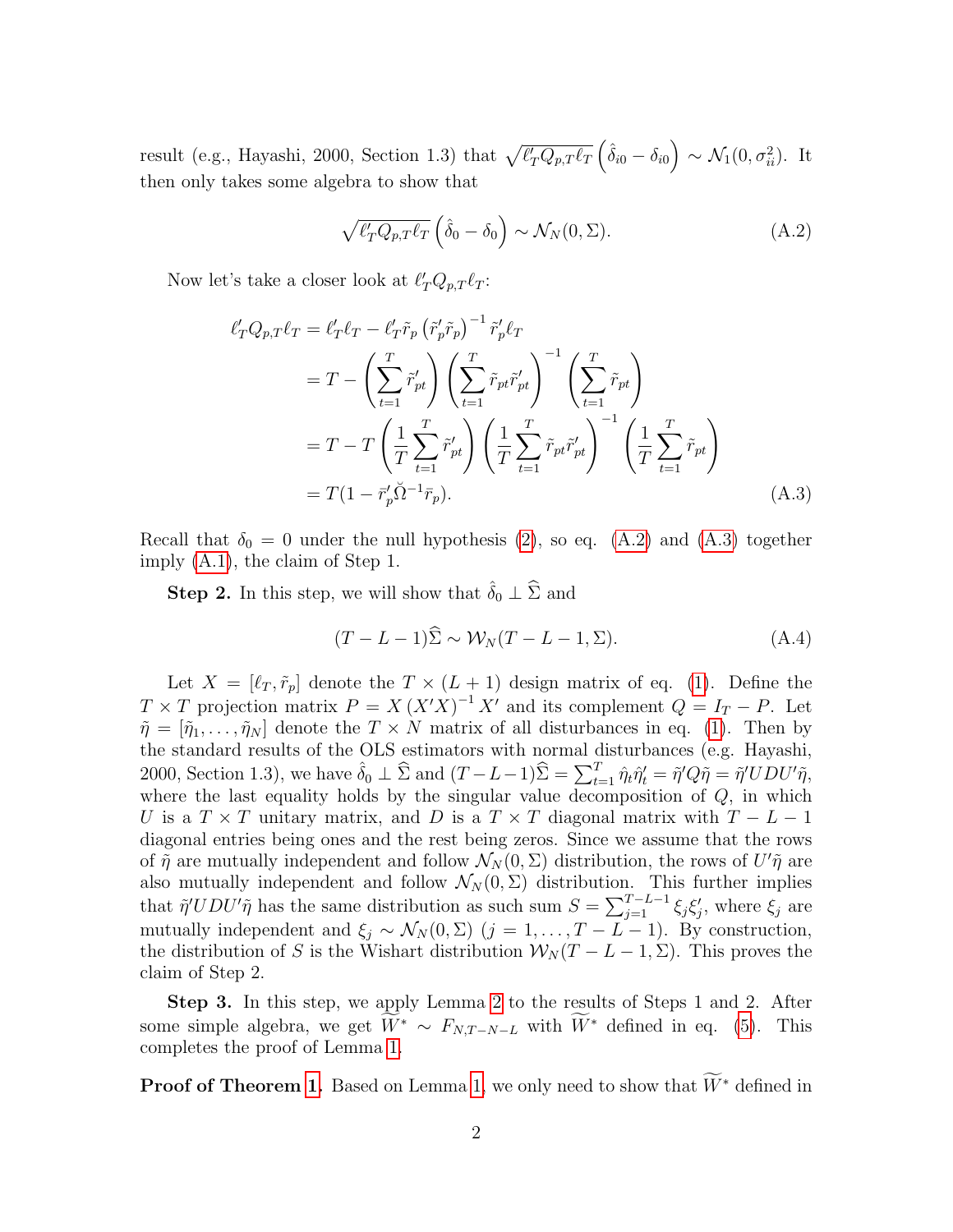result (e.g., Hayashi, 2000, Section 1.3) that $\sqrt{\ell_T' Q_{p,T} \ell_T}\left(\hat{\delta}_{i0} - \delta_{i0}\right) \sim \mathcal{N}_1(0, \sigma_{ii}^2)$. It then only takes some algebra to show that

$$\sqrt{\ell_T' Q_{p,T} \ell_T}\left(\hat{\delta}_0 - \delta_0\right) \sim \mathcal{N}_N(0, \Sigma). \tag{A.2}$$

Now let's take a closer look at $\ell_T' Q_{p,T} \ell_T$:

$$\begin{aligned}
\ell_T' Q_{p,T} \ell_T &= \ell_T' \ell_T - \ell_T' \tilde{r}_p \left(\tilde{r}_p' \tilde{r}_p\right)^{-1} \tilde{r}_p' \ell_T \\
&= T - \left(\sum_{t=1}^{T} \tilde{r}_{pt}'\right)\left(\sum_{t=1}^{T} \tilde{r}_{pt} \tilde{r}_{pt}'\right)^{-1}\left(\sum_{t=1}^{T} \tilde{r}_{pt}\right) \\
&= T - T\left(\frac{1}{T}\sum_{t=1}^{T} \tilde{r}_{pt}'\right)\left(\frac{1}{T}\sum_{t=1}^{T} \tilde{r}_{pt} \tilde{r}_{pt}'\right)^{-1}\left(\frac{1}{T}\sum_{t=1}^{T} \tilde{r}_{pt}\right) \\
&= T(1 - \bar{r}_p' \breve{\Omega}^{-1} \bar{r}_p).
\end{aligned} \tag{A.3}$$

Recall that $\delta_0 = 0$ under the null hypothesis (2), so eq. (A.2) and (A.3) together imply (A.1), the claim of Step 1.

**Step 2.** In this step, we will show that $\hat{\delta}_0 \perp \widehat{\Sigma}$ and

$$(T - L - 1)\widehat{\Sigma} \sim \mathcal{W}_N(T - L - 1, \Sigma). \tag{A.4}$$

Let $X = [\ell_T, \tilde{r}_p]$ denote the $T \times (L+1)$ design matrix of eq. (1). Define the $T \times T$ projection matrix $P = X\left(X'X\right)^{-1} X'$ and its complement $Q = I_T - P$. Let $\tilde{\eta} = [\tilde{\eta}_1, \ldots, \tilde{\eta}_N]$ denote the $T \times N$ matrix of all disturbances in eq. (1). Then by the standard results of the OLS estimators with normal disturbances (e.g. Hayashi, 2000, Section 1.3), we have $\hat{\delta}_0 \perp \widehat{\Sigma}$ and $(T - L - 1)\widehat{\Sigma} = \sum_{t=1}^{T} \hat{\eta}_t \hat{\eta}_t' = \tilde{\eta}' Q \tilde{\eta} = \tilde{\eta}' U D U' \tilde{\eta}$, where the last equality holds by the singular value decomposition of $Q$, in which $U$ is a $T \times T$ unitary matrix, and $D$ is a $T \times T$ diagonal matrix with $T - L - 1$ diagonal entries being ones and the rest being zeros. Since we assume that the rows of $\tilde{\eta}$ are mutually independent and follow $\mathcal{N}_N(0, \Sigma)$ distribution, the rows of $U'\tilde{\eta}$ are also mutually independent and follow $\mathcal{N}_N(0, \Sigma)$ distribution. This further implies that $\tilde{\eta}' U D U' \tilde{\eta}$ has the same distribution as such sum $S = \sum_{j=1}^{T-L-1} \xi_j \xi_j'$, where $\xi_j$ are mutually independent and $\xi_j \sim \mathcal{N}_N(0, \Sigma)$ $(j = 1, \ldots, T - L - 1)$. By construction, the distribution of $S$ is the Wishart distribution $\mathcal{W}_N(T - L - 1, \Sigma)$. This proves the claim of Step 2.

**Step 3.** In this step, we apply Lemma 2 to the results of Steps 1 and 2. After some simple algebra, we get $\widetilde{W}^* \sim F_{N, T-N-L}$ with $\widetilde{W}^*$ defined in eq. (5). This completes the proof of Lemma 1.

**Proof of Theorem 1.** Based on Lemma 1, we only need to show that $\widetilde{W}^*$ defined in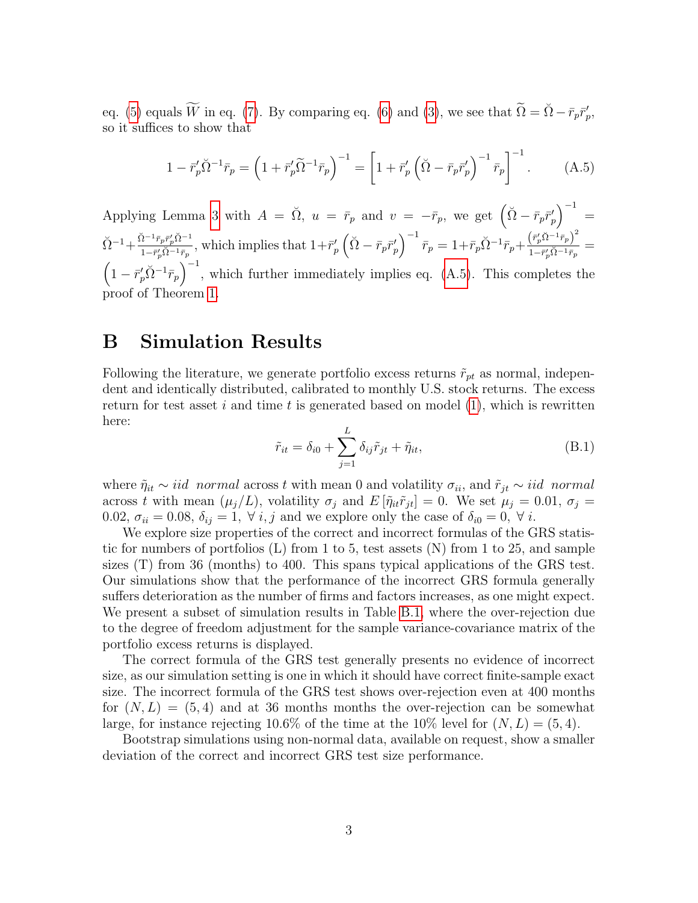eq. (5) equals $\widetilde{W}$ in eq. (7). By comparing eq. (6) and (3), we see that $\widetilde{\Omega} = \breve{\Omega} - \bar{r}_p\bar{r}_p'$, so it suffices to show that

$$1 - \bar{r}_p'\breve{\Omega}^{-1}\bar{r}_p = \left(1 + \bar{r}_p'\widetilde{\Omega}^{-1}\bar{r}_p\right)^{-1} = \left[1 + \bar{r}_p'\left(\breve{\Omega} - \bar{r}_p\bar{r}_p'\right)^{-1}\bar{r}_p\right]^{-1}. \tag{A.5}$$

Applying Lemma 3 with $A = \breve{\Omega}$, $u = \bar{r}_p$ and $v = -\bar{r}_p$, we get $\left(\breve{\Omega} - \bar{r}_p\bar{r}_p'\right)^{-1} = \breve{\Omega}^{-1} + \frac{\breve{\Omega}^{-1}\bar{r}_p\bar{r}_p'\breve{\Omega}^{-1}}{1-\bar{r}_p'\breve{\Omega}^{-1}\bar{r}_p}$, which implies that $1+\bar{r}_p'\left(\breve{\Omega} - \bar{r}_p\bar{r}_p'\right)^{-1}\bar{r}_p = 1+\bar{r}_p\breve{\Omega}^{-1}\bar{r}_p + \frac{\left(\bar{r}_p'\breve{\Omega}^{-1}\bar{r}_p\right)^2}{1-\bar{r}_p'\breve{\Omega}^{-1}\bar{r}_p} = \left(1 - \bar{r}_p'\breve{\Omega}^{-1}\bar{r}_p\right)^{-1}$, which further immediately implies eq. (A.5). This completes the proof of Theorem 1.

# B Simulation Results

Following the literature, we generate portfolio excess returns $\tilde{r}_{pt}$ as normal, independent and identically distributed, calibrated to monthly U.S. stock returns. The excess return for test asset $i$ and time $t$ is generated based on model (1), which is rewritten here:

$$\tilde{r}_{it} = \delta_{i0} + \sum_{j=1}^{L}\delta_{ij}\tilde{r}_{jt} + \tilde{\eta}_{it}, \tag{B.1}$$

where $\tilde{\eta}_{it} \sim iid\ \ normal$ across $t$ with mean 0 and volatility $\sigma_{ii}$, and $\tilde{r}_{jt} \sim iid\ \ normal$ across $t$ with mean $(\mu_j/L)$, volatility $\sigma_j$ and $E\left[\tilde{\eta}_{it}\tilde{r}_{jt}\right] = 0$. We set $\mu_j = 0.01$, $\sigma_j = 0.02$, $\sigma_{ii} = 0.08$, $\delta_{ij} = 1$, $\forall\ i, j$ and we explore only the case of $\delta_{i0} = 0$, $\forall\ i$.

We explore size properties of the correct and incorrect formulas of the GRS statistic for numbers of portfolios (L) from 1 to 5, test assets (N) from 1 to 25, and sample sizes (T) from 36 (months) to 400. This spans typical applications of the GRS test. Our simulations show that the performance of the incorrect GRS formula generally suffers deterioration as the number of firms and factors increases, as one might expect. We present a subset of simulation results in Table B.1, where the over-rejection due to the degree of freedom adjustment for the sample variance-covariance matrix of the portfolio excess returns is displayed.

The correct formula of the GRS test generally presents no evidence of incorrect size, as our simulation setting is one in which it should have correct finite-sample exact size. The incorrect formula of the GRS test shows over-rejection even at 400 months for $(N, L) = (5, 4)$ and at 36 months months the over-rejection can be somewhat large, for instance rejecting 10.6% of the time at the 10% level for $(N, L) = (5, 4)$.

Bootstrap simulations using non-normal data, available on request, show a smaller deviation of the correct and incorrect GRS test size performance.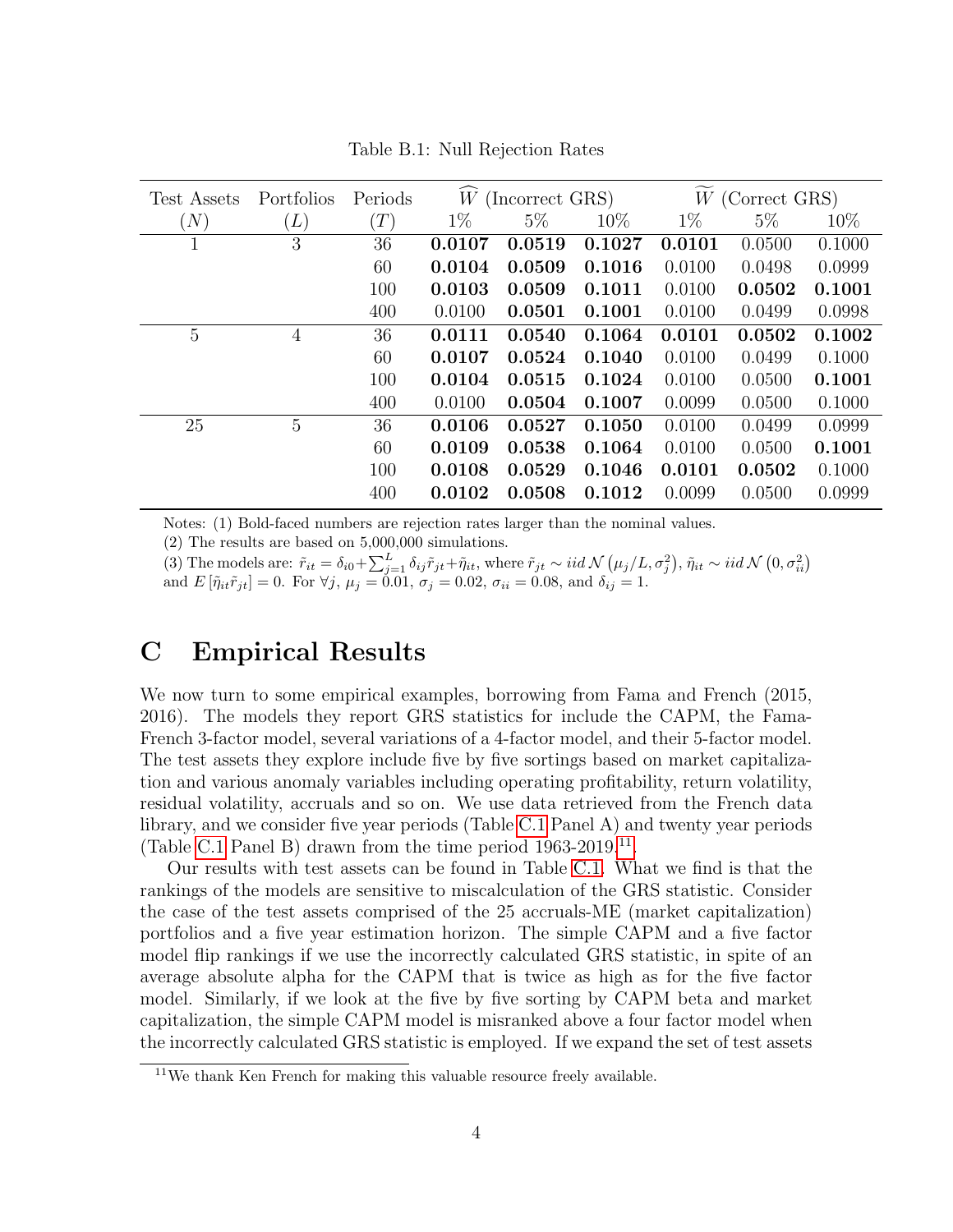Table B.1: Null Rejection Rates

| Test Assets | Portfolios | Periods | $\widehat{W}$ (Incorrect GRS) | | | $\widetilde{W}$ (Correct GRS) | | |
|---|---|---|---|---|---|---|---|---|
| $(N)$ | $(L)$ | $(T)$ | 1% | 5% | 10% | 1% | 5% | 10% |
| 1 | 3 | 36 | **0.0107** | **0.0519** | **0.1027** | **0.0101** | 0.0500 | 0.1000 |
| | | 60 | **0.0104** | **0.0509** | **0.1016** | 0.0100 | 0.0498 | 0.0999 |
| | | 100 | **0.0103** | **0.0509** | **0.1011** | 0.0100 | **0.0502** | **0.1001** |
| | | 400 | 0.0100 | **0.0501** | **0.1001** | 0.0100 | 0.0499 | 0.0998 |
| 5 | 4 | 36 | **0.0111** | **0.0540** | **0.1064** | **0.0101** | **0.0502** | **0.1002** |
| | | 60 | **0.0107** | **0.0524** | **0.1040** | 0.0100 | 0.0499 | 0.1000 |
| | | 100 | **0.0104** | **0.0515** | **0.1024** | 0.0100 | 0.0500 | **0.1001** |
| | | 400 | 0.0100 | **0.0504** | **0.1007** | 0.0099 | 0.0500 | 0.1000 |
| 25 | 5 | 36 | **0.0106** | **0.0527** | **0.1050** | 0.0100 | 0.0499 | 0.0999 |
| | | 60 | **0.0109** | **0.0538** | **0.1064** | 0.0100 | 0.0500 | **0.1001** |
| | | 100 | **0.0108** | **0.0529** | **0.1046** | **0.0101** | **0.0502** | 0.1000 |
| | | 400 | **0.0102** | **0.0508** | **0.1012** | 0.0099 | 0.0500 | 0.0999 |

Notes: (1) Bold-faced numbers are rejection rates larger than the nominal values.
(2) The results are based on 5,000,000 simulations.
(3) The models are: $\tilde{r}_{it} = \delta_{i0} + \sum_{j=1}^{L} \delta_{ij}\tilde{r}_{jt} + \tilde{\eta}_{it}$, where $\tilde{r}_{jt} \sim iid\,\mathcal{N}\left(\mu_j/L, \sigma_j^2\right)$, $\tilde{\eta}_{it} \sim iid\,\mathcal{N}\left(0, \sigma_{ii}^2\right)$ and $E\left[\tilde{\eta}_{it}\tilde{r}_{jt}\right] = 0$. For $\forall j$, $\mu_j = 0.01$, $\sigma_j = 0.02$, $\sigma_{ii} = 0.08$, and $\delta_{ij} = 1$.

# C Empirical Results

We now turn to some empirical examples, borrowing from Fama and French (2015, 2016). The models they report GRS statistics for include the CAPM, the Fama-French 3-factor model, several variations of a 4-factor model, and their 5-factor model. The test assets they explore include five by five sortings based on market capitalization and various anomaly variables including operating profitability, return volatility, residual volatility, accruals and so on. We use data retrieved from the French data library, and we consider five year periods (Table C.1 Panel A) and twenty year periods (Table C.1 Panel B) drawn from the time period 1963-2019.[11]

Our results with test assets can be found in Table C.1. What we find is that the rankings of the models are sensitive to miscalculation of the GRS statistic. Consider the case of the test assets comprised of the 25 accruals-ME (market capitalization) portfolios and a five year estimation horizon. The simple CAPM and a five factor model flip rankings if we use the incorrectly calculated GRS statistic, in spite of an average absolute alpha for the CAPM that is twice as high as for the five factor model. Similarly, if we look at the five by five sorting by CAPM beta and market capitalization, the simple CAPM model is misranked above a four factor model when the incorrectly calculated GRS statistic is employed. If we expand the set of test assets

[11] We thank Ken French for making this valuable resource freely available.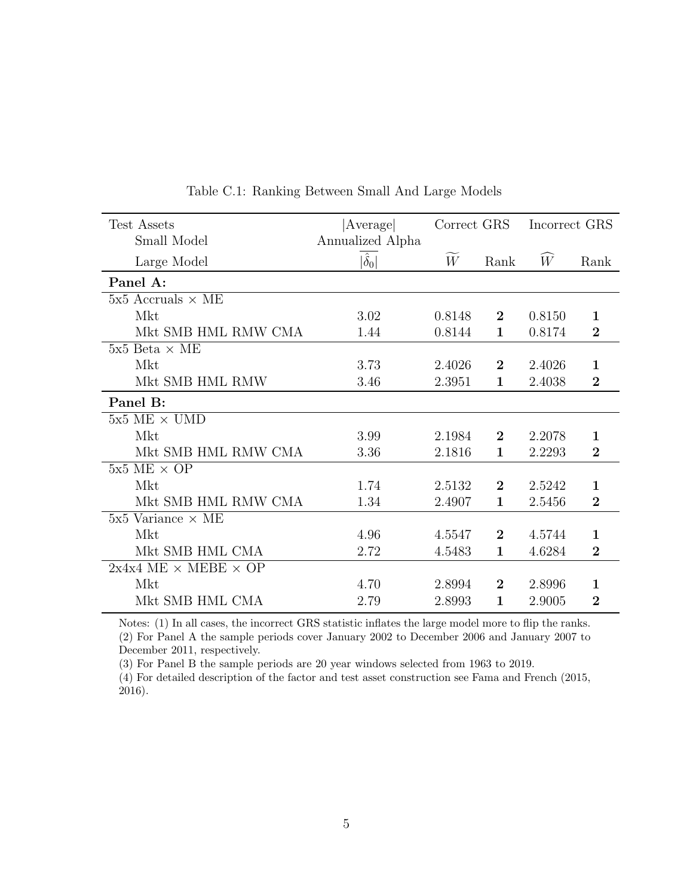Table C.1: Ranking Between Small And Large Models

| Test Assets<br>Small Model<br>Large Model | \|Average\|<br>Annualized Alpha<br>$\overline{\|\hat{\delta}_0\|}$ | Correct GRS<br>$\widetilde{W}$ | <br>Rank | Incorrect GRS<br>$\widehat{W}$ | <br>Rank |
|---|---|---|---|---|---|
| **Panel A:** | | | | | |
| 5x5 Accruals × ME | | | | | |
| Mkt | 3.02 | 0.8148 | **2** | 0.8150 | **1** |
| Mkt SMB HML RMW CMA | 1.44 | 0.8144 | **1** | 0.8174 | **2** |
| 5x5 Beta × ME | | | | | |
| Mkt | 3.73 | 2.4026 | **2** | 2.4026 | **1** |
| Mkt SMB HML RMW | 3.46 | 2.3951 | **1** | 2.4038 | **2** |
| **Panel B:** | | | | | |
| 5x5 ME × UMD | | | | | |
| Mkt | 3.99 | 2.1984 | **2** | 2.2078 | **1** |
| Mkt SMB HML RMW CMA | 3.36 | 2.1816 | **1** | 2.2293 | **2** |
| 5x5 ME × OP | | | | | |
| Mkt | 1.74 | 2.5132 | **2** | 2.5242 | **1** |
| Mkt SMB HML RMW CMA | 1.34 | 2.4907 | **1** | 2.5456 | **2** |
| 5x5 Variance × ME | | | | | |
| Mkt | 4.96 | 4.5547 | **2** | 4.5744 | **1** |
| Mkt SMB HML CMA | 2.72 | 4.5483 | **1** | 4.6284 | **2** |
| 2x4x4 ME × MEBE × OP | | | | | |
| Mkt | 4.70 | 2.8994 | **2** | 2.8996 | **1** |
| Mkt SMB HML CMA | 2.79 | 2.8993 | **1** | 2.9005 | **2** |

Notes: (1) In all cases, the incorrect GRS statistic inflates the large model more to flip the ranks.
(2) For Panel A the sample periods cover January 2002 to December 2006 and January 2007 to December 2011, respectively.
(3) For Panel B the sample periods are 20 year windows selected from 1963 to 2019.
(4) For detailed description of the factor and test asset construction see Fama and French (2015, 2016).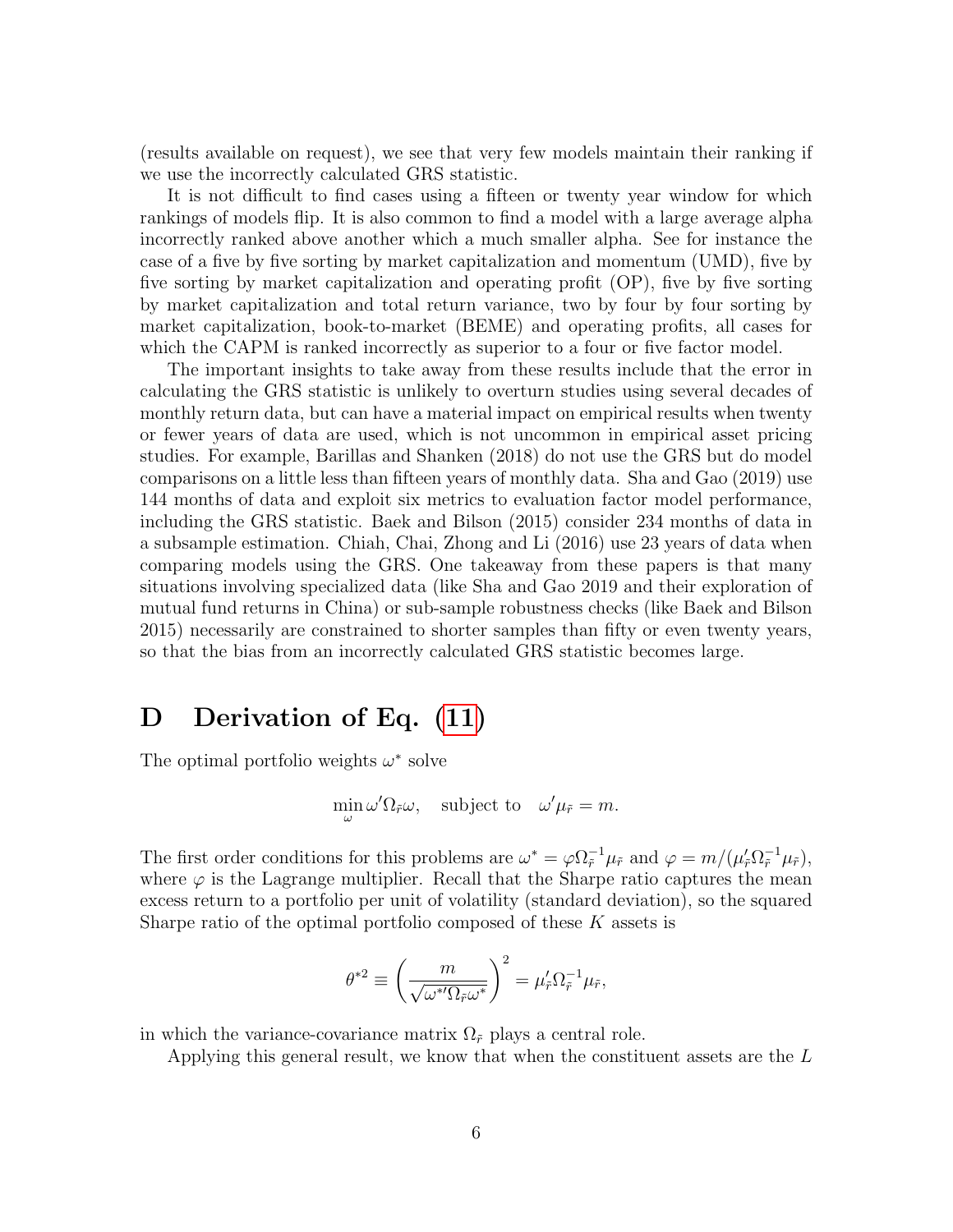(results available on request), we see that very few models maintain their ranking if we use the incorrectly calculated GRS statistic.

It is not difficult to find cases using a fifteen or twenty year window for which rankings of models flip. It is also common to find a model with a large average alpha incorrectly ranked above another which a much smaller alpha. See for instance the case of a five by five sorting by market capitalization and momentum (UMD), five by five sorting by market capitalization and operating profit (OP), five by five sorting by market capitalization and total return variance, two by four by four sorting by market capitalization, book-to-market (BEME) and operating profits, all cases for which the CAPM is ranked incorrectly as superior to a four or five factor model.

The important insights to take away from these results include that the error in calculating the GRS statistic is unlikely to overturn studies using several decades of monthly return data, but can have a material impact on empirical results when twenty or fewer years of data are used, which is not uncommon in empirical asset pricing studies. For example, Barillas and Shanken (2018) do not use the GRS but do model comparisons on a little less than fifteen years of monthly data. Sha and Gao (2019) use 144 months of data and exploit six metrics to evaluation factor model performance, including the GRS statistic. Baek and Bilson (2015) consider 234 months of data in a subsample estimation. Chiah, Chai, Zhong and Li (2016) use 23 years of data when comparing models using the GRS. One takeaway from these papers is that many situations involving specialized data (like Sha and Gao 2019 and their exploration of mutual fund returns in China) or sub-sample robustness checks (like Baek and Bilson 2015) necessarily are constrained to shorter samples than fifty or even twenty years, so that the bias from an incorrectly calculated GRS statistic becomes large.

# D Derivation of Eq. (11)

The optimal portfolio weights $\omega^*$ solve

$$\min_{\omega} \omega' \Omega_{\tilde{r}} \omega, \quad \text{subject to} \quad \omega' \mu_{\tilde{r}} = m.$$

The first order conditions for this problems are $\omega^* = \varphi \Omega_{\tilde{r}}^{-1} \mu_{\tilde{r}}$ and $\varphi = m / (\mu_{\tilde{r}}' \Omega_{\tilde{r}}^{-1} \mu_{\tilde{r}})$, where $\varphi$ is the Lagrange multiplier. Recall that the Sharpe ratio captures the mean excess return to a portfolio per unit of volatility (standard deviation), so the squared Sharpe ratio of the optimal portfolio composed of these $K$ assets is

$$\theta^{*2} \equiv \left( \frac{m}{\sqrt{\omega^{*\prime} \Omega_{\tilde{r}} \omega^*}} \right)^2 = \mu_{\tilde{r}}' \Omega_{\tilde{r}}^{-1} \mu_{\tilde{r}},$$

in which the variance-covariance matrix $\Omega_{\tilde{r}}$ plays a central role.

Applying this general result, we know that when the constituent assets are the $L$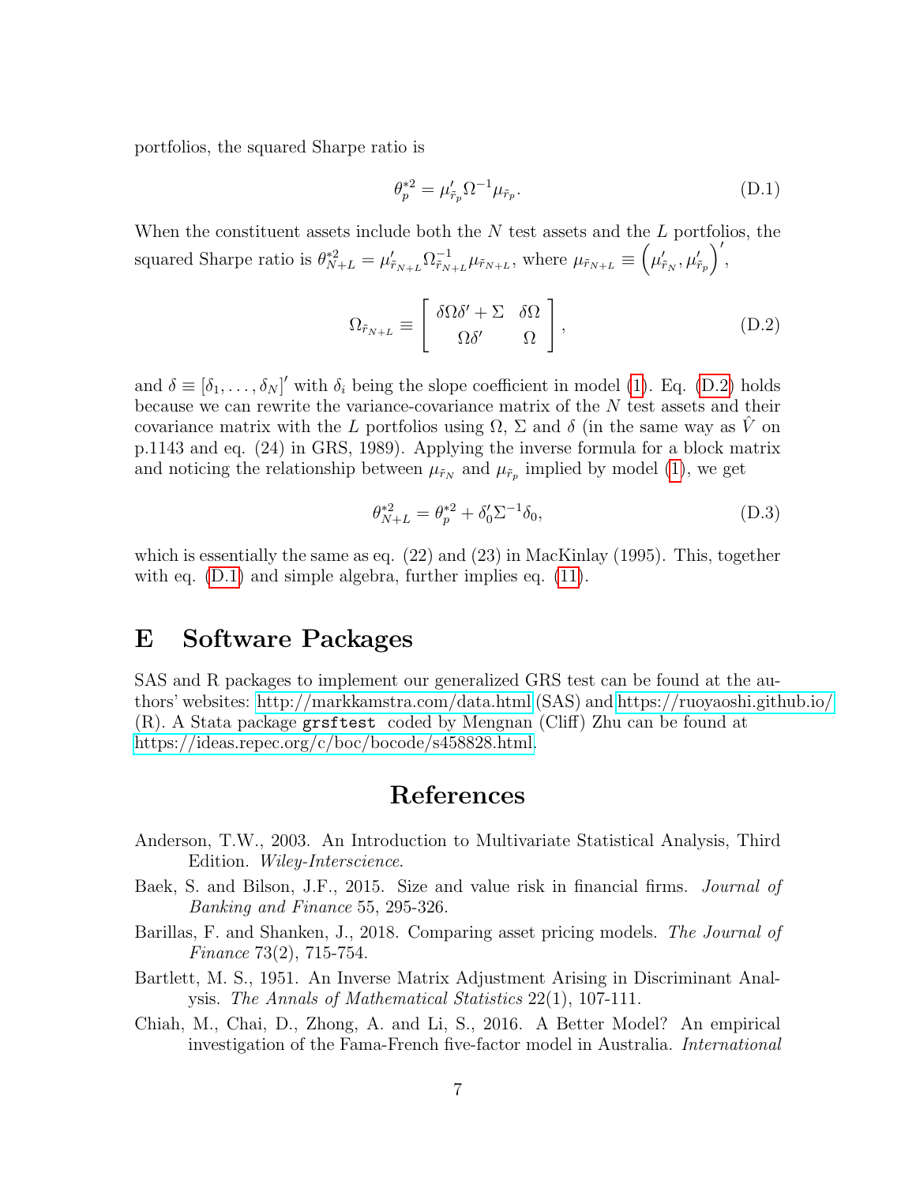portfolios, the squared Sharpe ratio is

$$\theta_p^{*2} = \mu_{\tilde{r}_p}' \Omega^{-1} \mu_{\tilde{r}_p}. \tag{D.1}$$

When the constituent assets include both the $N$ test assets and the $L$ portfolios, the squared Sharpe ratio is $\theta_{N+L}^{*2} = \mu_{\tilde{r}_{N+L}}' \Omega_{\tilde{r}_{N+L}}^{-1} \mu_{\tilde{r}_{N+L}}$, where $\mu_{\tilde{r}_{N+L}} \equiv \left(\mu_{\tilde{r}_N}', \mu_{\tilde{r}_p}'\right)'$,

$$\Omega_{\tilde{r}_{N+L}} \equiv \begin{bmatrix} \delta\Omega\delta' + \Sigma & \delta\Omega \\ \Omega\delta' & \Omega \end{bmatrix}, \tag{D.2}$$

and $\delta \equiv [\delta_1, \ldots, \delta_N]'$ with $\delta_i$ being the slope coefficient in model (1). Eq. (D.2) holds because we can rewrite the variance-covariance matrix of the $N$ test assets and their covariance matrix with the $L$ portfolios using $\Omega$, $\Sigma$ and $\delta$ (in the same way as $\hat{V}$ on p.1143 and eq. (24) in GRS, 1989). Applying the inverse formula for a block matrix and noticing the relationship between $\mu_{\tilde{r}_N}$ and $\mu_{\tilde{r}_p}$ implied by model (1), we get

$$\theta_{N+L}^{*2} = \theta_p^{*2} + \delta_0' \Sigma^{-1} \delta_0, \tag{D.3}$$

which is essentially the same as eq. (22) and (23) in MacKinlay (1995). This, together with eq. (D.1) and simple algebra, further implies eq. (11).

# E Software Packages

SAS and R packages to implement our generalized GRS test can be found at the authors' websites: http://markkamstra.com/data.html (SAS) and https://ruoyaoshi.github.io/ (R). A Stata package `grsftest` coded by Mengnan (Cliff) Zhu can be found at https://ideas.repec.org/c/boc/bocode/s458828.html.

# References

Anderson, T.W., 2003. An Introduction to Multivariate Statistical Analysis, Third Edition. *Wiley-Interscience*.

Baek, S. and Bilson, J.F., 2015. Size and value risk in financial firms. *Journal of Banking and Finance* 55, 295-326.

Barillas, F. and Shanken, J., 2018. Comparing asset pricing models. *The Journal of Finance* 73(2), 715-754.

Bartlett, M. S., 1951. An Inverse Matrix Adjustment Arising in Discriminant Analysis. *The Annals of Mathematical Statistics* 22(1), 107-111.

Chiah, M., Chai, D., Zhong, A. and Li, S., 2016. A Better Model? An empirical investigation of the Fama-French five-factor model in Australia. *International*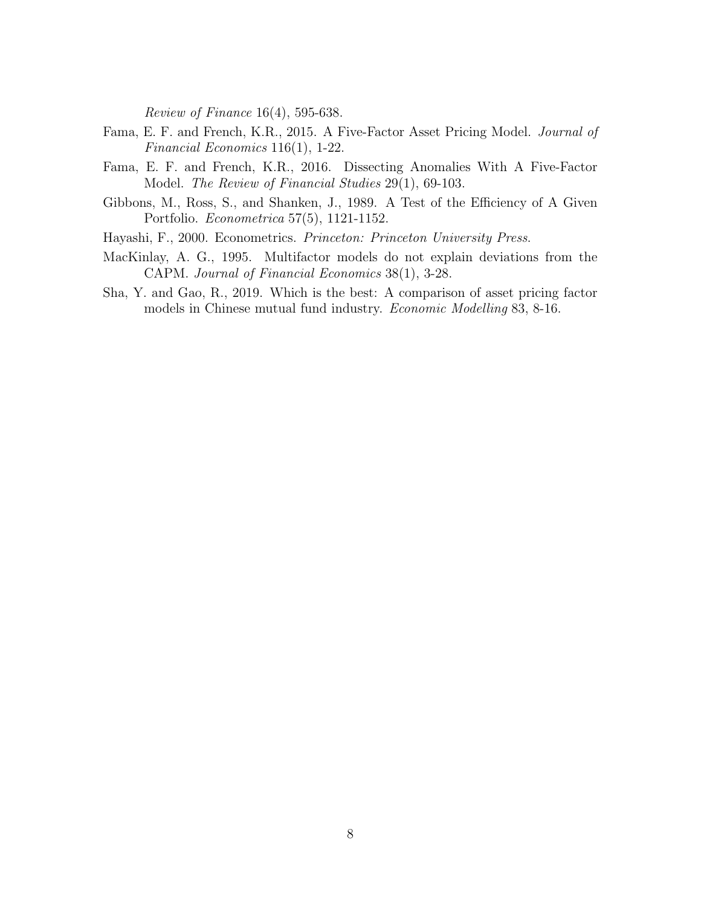*Review of Finance* 16(4), 595-638.

Fama, E. F. and French, K.R., 2015. A Five-Factor Asset Pricing Model. *Journal of Financial Economics* 116(1), 1-22.

Fama, E. F. and French, K.R., 2016. Dissecting Anomalies With A Five-Factor Model. *The Review of Financial Studies* 29(1), 69-103.

Gibbons, M., Ross, S., and Shanken, J., 1989. A Test of the Efficiency of A Given Portfolio. *Econometrica* 57(5), 1121-1152.

Hayashi, F., 2000. Econometrics. *Princeton: Princeton University Press*.

MacKinlay, A. G., 1995. Multifactor models do not explain deviations from the CAPM. *Journal of Financial Economics* 38(1), 3-28.

Sha, Y. and Gao, R., 2019. Which is the best: A comparison of asset pricing factor models in Chinese mutual fund industry. *Economic Modelling* 83, 8-16.